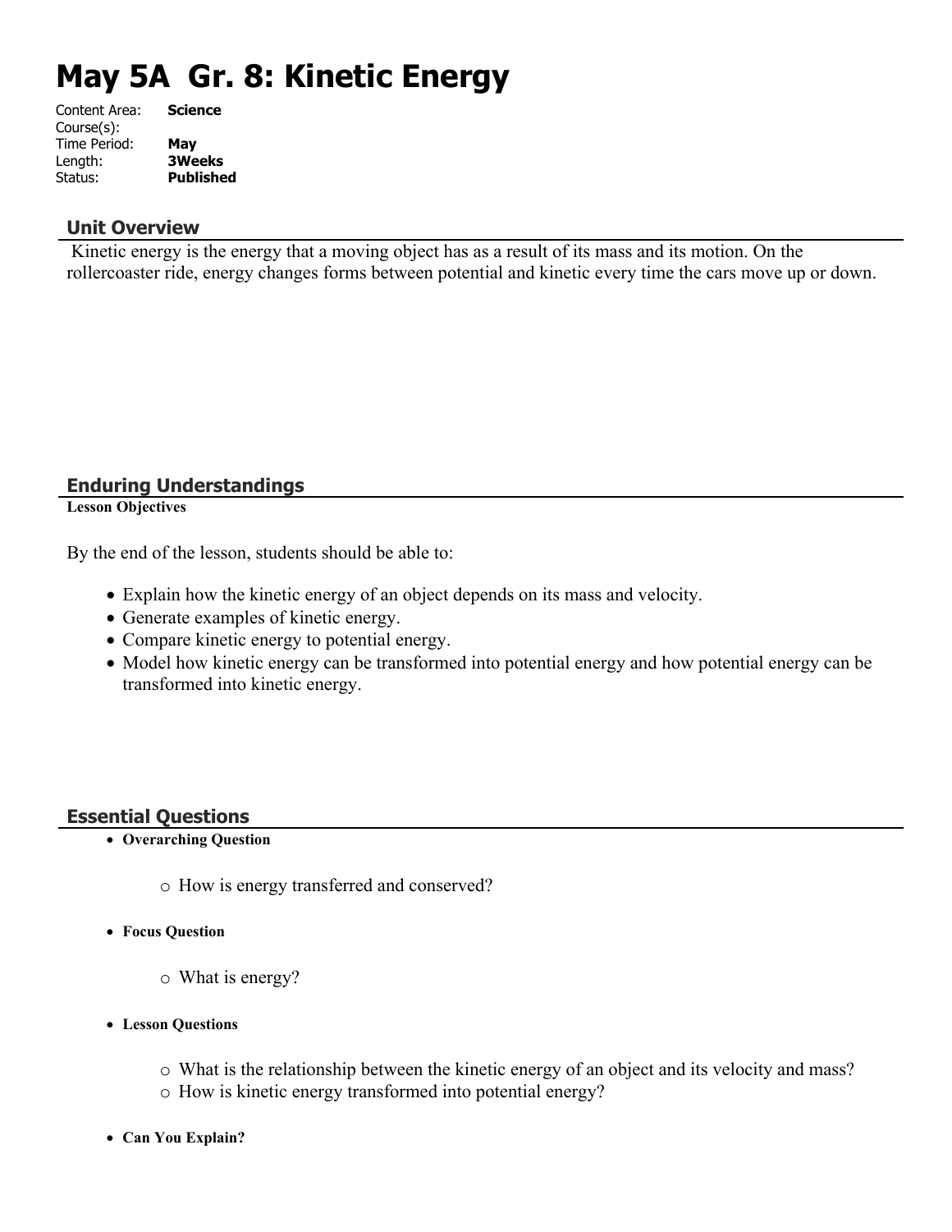# May 5A Gr. 8: Kinetic Energy

Content Area: **Science**
Course(s):
Time Period: **May**
Length: **3Weeks**
Status: **Published**

## Unit Overview

Kinetic energy is the energy that a moving object has as a result of its mass and its motion. On the rollercoaster ride, energy changes forms between potential and kinetic every time the cars move up or down.

## Enduring Understandings

**Lesson Objectives**

By the end of the lesson, students should be able to:

- Explain how the kinetic energy of an object depends on its mass and velocity.
- Generate examples of kinetic energy.
- Compare kinetic energy to potential energy.
- Model how kinetic energy can be transformed into potential energy and how potential energy can be transformed into kinetic energy.

## Essential Questions

- **Overarching Question**
  - How is energy transferred and conserved?
- **Focus Question**
  - What is energy?
- **Lesson Questions**
  - What is the relationship between the kinetic energy of an object and its velocity and mass?
  - How is kinetic energy transformed into potential energy?
- **Can You Explain?**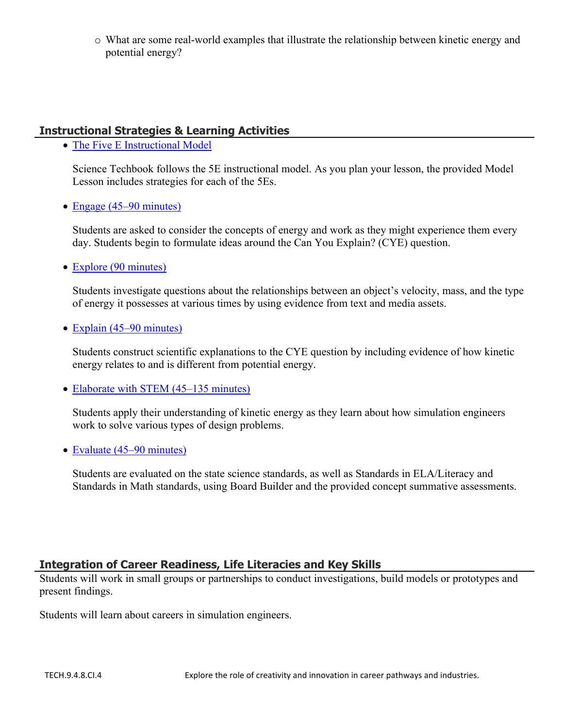- What are some real-world examples that illustrate the relationship between kinetic energy and potential energy?

## Instructional Strategies & Learning Activities

- The Five E Instructional Model

  Science Techbook follows the 5E instructional model. As you plan your lesson, the provided Model Lesson includes strategies for each of the 5Es.

- Engage (45–90 minutes)

  Students are asked to consider the concepts of energy and work as they might experience them every day. Students begin to formulate ideas around the Can You Explain? (CYE) question.

- Explore (90 minutes)

  Students investigate questions about the relationships between an object's velocity, mass, and the type of energy it possesses at various times by using evidence from text and media assets.

- Explain (45–90 minutes)

  Students construct scientific explanations to the CYE question by including evidence of how kinetic energy relates to and is different from potential energy.

- Elaborate with STEM (45–135 minutes)

  Students apply their understanding of kinetic energy as they learn about how simulation engineers work to solve various types of design problems.

- Evaluate (45–90 minutes)

  Students are evaluated on the state science standards, as well as Standards in ELA/Literacy and Standards in Math standards, using Board Builder and the provided concept summative assessments.

## Integration of Career Readiness, Life Literacies and Key Skills

Students will work in small groups or partnerships to conduct investigations, build models or prototypes and present findings.

Students will learn about careers in simulation engineers.

| | |
|---|---|
| TECH.9.4.8.CI.4 | Explore the role of creativity and innovation in career pathways and industries. |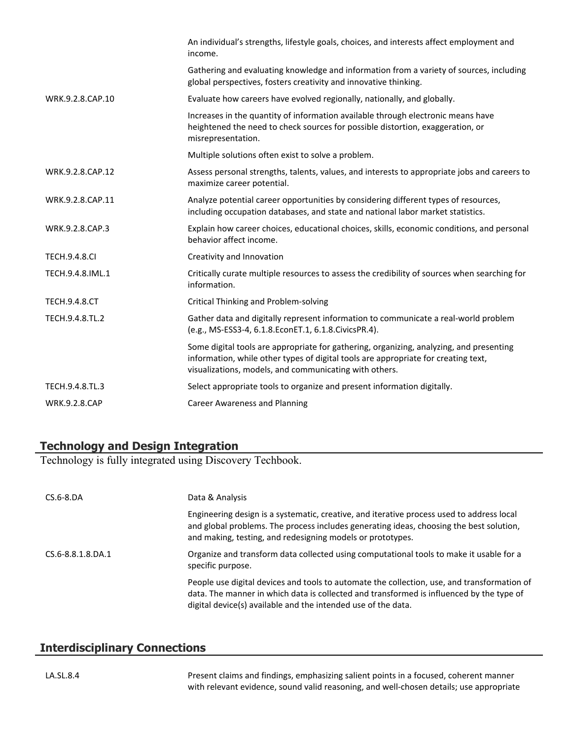| | |
|---|---|
| | An individual's strengths, lifestyle goals, choices, and interests affect employment and income. |
| | Gathering and evaluating knowledge and information from a variety of sources, including global perspectives, fosters creativity and innovative thinking. |
| WRK.9.2.8.CAP.10 | Evaluate how careers have evolved regionally, nationally, and globally. |
| | Increases in the quantity of information available through electronic means have heightened the need to check sources for possible distortion, exaggeration, or misrepresentation. |
| | Multiple solutions often exist to solve a problem. |
| WRK.9.2.8.CAP.12 | Assess personal strengths, talents, values, and interests to appropriate jobs and careers to maximize career potential. |
| WRK.9.2.8.CAP.11 | Analyze potential career opportunities by considering different types of resources, including occupation databases, and state and national labor market statistics. |
| WRK.9.2.8.CAP.3 | Explain how career choices, educational choices, skills, economic conditions, and personal behavior affect income. |
| TECH.9.4.8.CI | Creativity and Innovation |
| TECH.9.4.8.IML.1 | Critically curate multiple resources to assess the credibility of sources when searching for information. |
| TECH.9.4.8.CT | Critical Thinking and Problem-solving |
| TECH.9.4.8.TL.2 | Gather data and digitally represent information to communicate a real-world problem (e.g., MS-ESS3-4, 6.1.8.EconET.1, 6.1.8.CivicsPR.4). |
| | Some digital tools are appropriate for gathering, organizing, analyzing, and presenting information, while other types of digital tools are appropriate for creating text, visualizations, models, and communicating with others. |
| TECH.9.4.8.TL.3 | Select appropriate tools to organize and present information digitally. |
| WRK.9.2.8.CAP | Career Awareness and Planning |

## Technology and Design Integration

Technology is fully integrated using Discovery Techbook.

| | |
|---|---|
| CS.6-8.DA | Data & Analysis |
| | Engineering design is a systematic, creative, and iterative process used to address local and global problems. The process includes generating ideas, choosing the best solution, and making, testing, and redesigning models or prototypes. |
| CS.6-8.8.1.8.DA.1 | Organize and transform data collected using computational tools to make it usable for a specific purpose. |
| | People use digital devices and tools to automate the collection, use, and transformation of data. The manner in which data is collected and transformed is influenced by the type of digital device(s) available and the intended use of the data. |

## Interdisciplinary Connections

| | |
|---|---|
| LA.SL.8.4 | Present claims and findings, emphasizing salient points in a focused, coherent manner with relevant evidence, sound valid reasoning, and well-chosen details; use appropriate |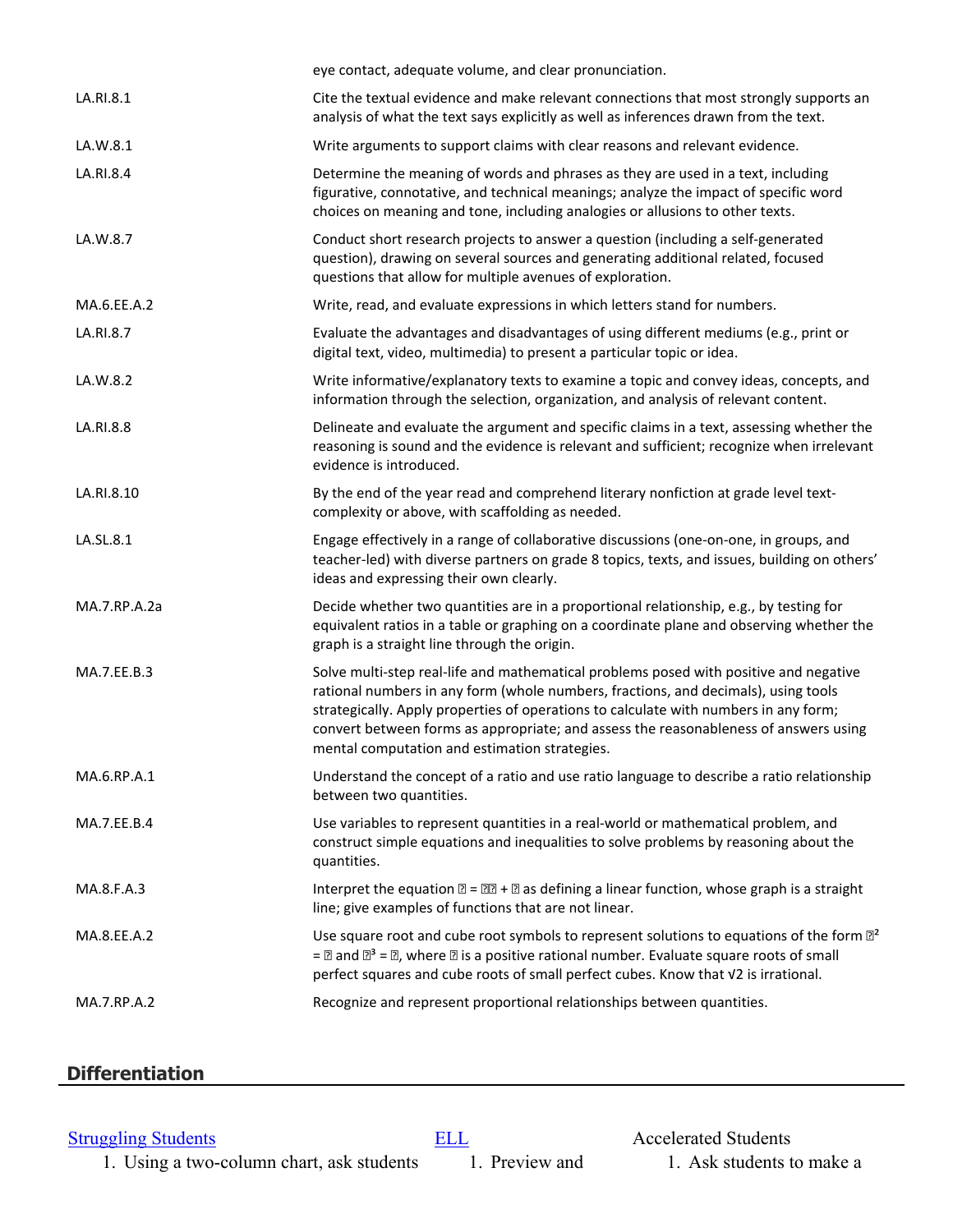| | |
|---|---|
| | eye contact, adequate volume, and clear pronunciation. |
| LA.RI.8.1 | Cite the textual evidence and make relevant connections that most strongly supports an analysis of what the text says explicitly as well as inferences drawn from the text. |
| LA.W.8.1 | Write arguments to support claims with clear reasons and relevant evidence. |
| LA.RI.8.4 | Determine the meaning of words and phrases as they are used in a text, including figurative, connotative, and technical meanings; analyze the impact of specific word choices on meaning and tone, including analogies or allusions to other texts. |
| LA.W.8.7 | Conduct short research projects to answer a question (including a self-generated question), drawing on several sources and generating additional related, focused questions that allow for multiple avenues of exploration. |
| MA.6.EE.A.2 | Write, read, and evaluate expressions in which letters stand for numbers. |
| LA.RI.8.7 | Evaluate the advantages and disadvantages of using different mediums (e.g., print or digital text, video, multimedia) to present a particular topic or idea. |
| LA.W.8.2 | Write informative/explanatory texts to examine a topic and convey ideas, concepts, and information through the selection, organization, and analysis of relevant content. |
| LA.RI.8.8 | Delineate and evaluate the argument and specific claims in a text, assessing whether the reasoning is sound and the evidence is relevant and sufficient; recognize when irrelevant evidence is introduced. |
| LA.RI.8.10 | By the end of the year read and comprehend literary nonfiction at grade level text-complexity or above, with scaffolding as needed. |
| LA.SL.8.1 | Engage effectively in a range of collaborative discussions (one-on-one, in groups, and teacher-led) with diverse partners on grade 8 topics, texts, and issues, building on others' ideas and expressing their own clearly. |
| MA.7.RP.A.2a | Decide whether two quantities are in a proportional relationship, e.g., by testing for equivalent ratios in a table or graphing on a coordinate plane and observing whether the graph is a straight line through the origin. |
| MA.7.EE.B.3 | Solve multi-step real-life and mathematical problems posed with positive and negative rational numbers in any form (whole numbers, fractions, and decimals), using tools strategically. Apply properties of operations to calculate with numbers in any form; convert between forms as appropriate; and assess the reasonableness of answers using mental computation and estimation strategies. |
| MA.6.RP.A.1 | Understand the concept of a ratio and use ratio language to describe a ratio relationship between two quantities. |
| MA.7.EE.B.4 | Use variables to represent quantities in a real-world or mathematical problem, and construct simple equations and inequalities to solve problems by reasoning about the quantities. |
| MA.8.F.A.3 | Interpret the equation $y = mx + b$ as defining a linear function, whose graph is a straight line; give examples of functions that are not linear. |
| MA.8.EE.A.2 | Use square root and cube root symbols to represent solutions to equations of the form $x^2 = p$ and $x^3 = p$, where $p$ is a positive rational number. Evaluate square roots of small perfect squares and cube roots of small perfect cubes. Know that $\sqrt{2}$ is irrational. |
| MA.7.RP.A.2 | Recognize and represent proportional relationships between quantities. |

## Differentiation

Struggling Students

1. Using a two-column chart, ask students

ELL

1. Preview and

Accelerated Students

1. Ask students to make a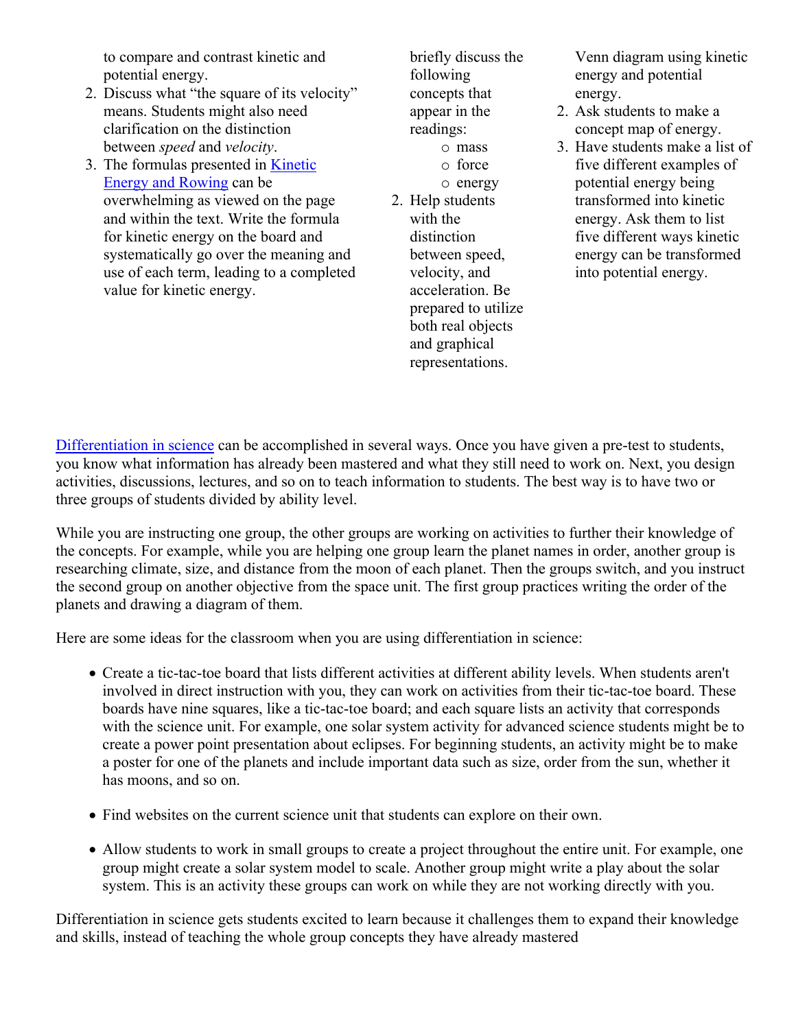to compare and contrast kinetic and potential energy.

2. Discuss what "the square of its velocity" means. Students might also need clarification on the distinction between *speed* and *velocity*.
3. The formulas presented in [Kinetic Energy and Rowing] can be overwhelming as viewed on the page and within the text. Write the formula for kinetic energy on the board and systematically go over the meaning and use of each term, leading to a completed value for kinetic energy.

briefly discuss the following concepts that appear in the readings:

- mass
- force
- energy

2. Help students with the distinction between speed, velocity, and acceleration. Be prepared to utilize both real objects and graphical representations.

Venn diagram using kinetic energy and potential energy.

2. Ask students to make a concept map of energy.
3. Have students make a list of five different examples of potential energy being transformed into kinetic energy. Ask them to list five different ways kinetic energy can be transformed into potential energy.

Differentiation in science can be accomplished in several ways. Once you have given a pre-test to students, you know what information has already been mastered and what they still need to work on. Next, you design activities, discussions, lectures, and so on to teach information to students. The best way is to have two or three groups of students divided by ability level.

While you are instructing one group, the other groups are working on activities to further their knowledge of the concepts. For example, while you are helping one group learn the planet names in order, another group is researching climate, size, and distance from the moon of each planet. Then the groups switch, and you instruct the second group on another objective from the space unit. The first group practices writing the order of the planets and drawing a diagram of them.

Here are some ideas for the classroom when you are using differentiation in science:

- Create a tic-tac-toe board that lists different activities at different ability levels. When students aren't involved in direct instruction with you, they can work on activities from their tic-tac-toe board. These boards have nine squares, like a tic-tac-toe board; and each square lists an activity that corresponds with the science unit. For example, one solar system activity for advanced science students might be to create a power point presentation about eclipses. For beginning students, an activity might be to make a poster for one of the planets and include important data such as size, order from the sun, whether it has moons, and so on.

- Find websites on the current science unit that students can explore on their own.

- Allow students to work in small groups to create a project throughout the entire unit. For example, one group might create a solar system model to scale. Another group might write a play about the solar system. This is an activity these groups can work on while they are not working directly with you.

Differentiation in science gets students excited to learn because it challenges them to expand their knowledge and skills, instead of teaching the whole group concepts they have already mastered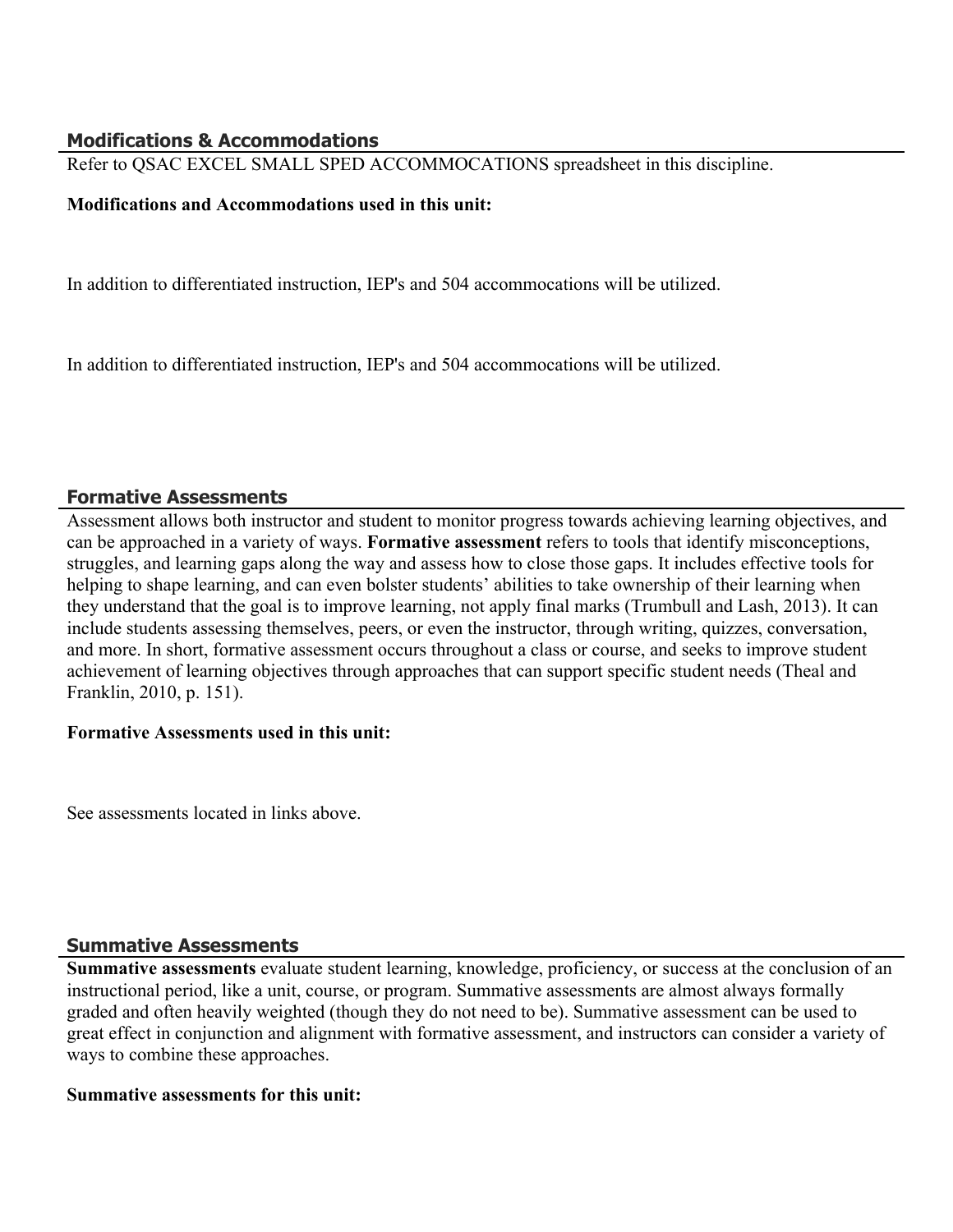## Modifications & Accommodations

Refer to QSAC EXCEL SMALL SPED ACCOMMOCATIONS spreadsheet in this discipline.

**Modifications and Accommodations used in this unit:**

In addition to differentiated instruction, IEP's and 504 accommocations will be utilized.

In addition to differentiated instruction, IEP's and 504 accommocations will be utilized.

## Formative Assessments

Assessment allows both instructor and student to monitor progress towards achieving learning objectives, and can be approached in a variety of ways. **Formative assessment** refers to tools that identify misconceptions, struggles, and learning gaps along the way and assess how to close those gaps. It includes effective tools for helping to shape learning, and can even bolster students' abilities to take ownership of their learning when they understand that the goal is to improve learning, not apply final marks (Trumbull and Lash, 2013). It can include students assessing themselves, peers, or even the instructor, through writing, quizzes, conversation, and more. In short, formative assessment occurs throughout a class or course, and seeks to improve student achievement of learning objectives through approaches that can support specific student needs (Theal and Franklin, 2010, p. 151).

**Formative Assessments used in this unit:**

See assessments located in links above.

## Summative Assessments

**Summative assessments** evaluate student learning, knowledge, proficiency, or success at the conclusion of an instructional period, like a unit, course, or program. Summative assessments are almost always formally graded and often heavily weighted (though they do not need to be). Summative assessment can be used to great effect in conjunction and alignment with formative assessment, and instructors can consider a variety of ways to combine these approaches.

**Summative assessments for this unit:**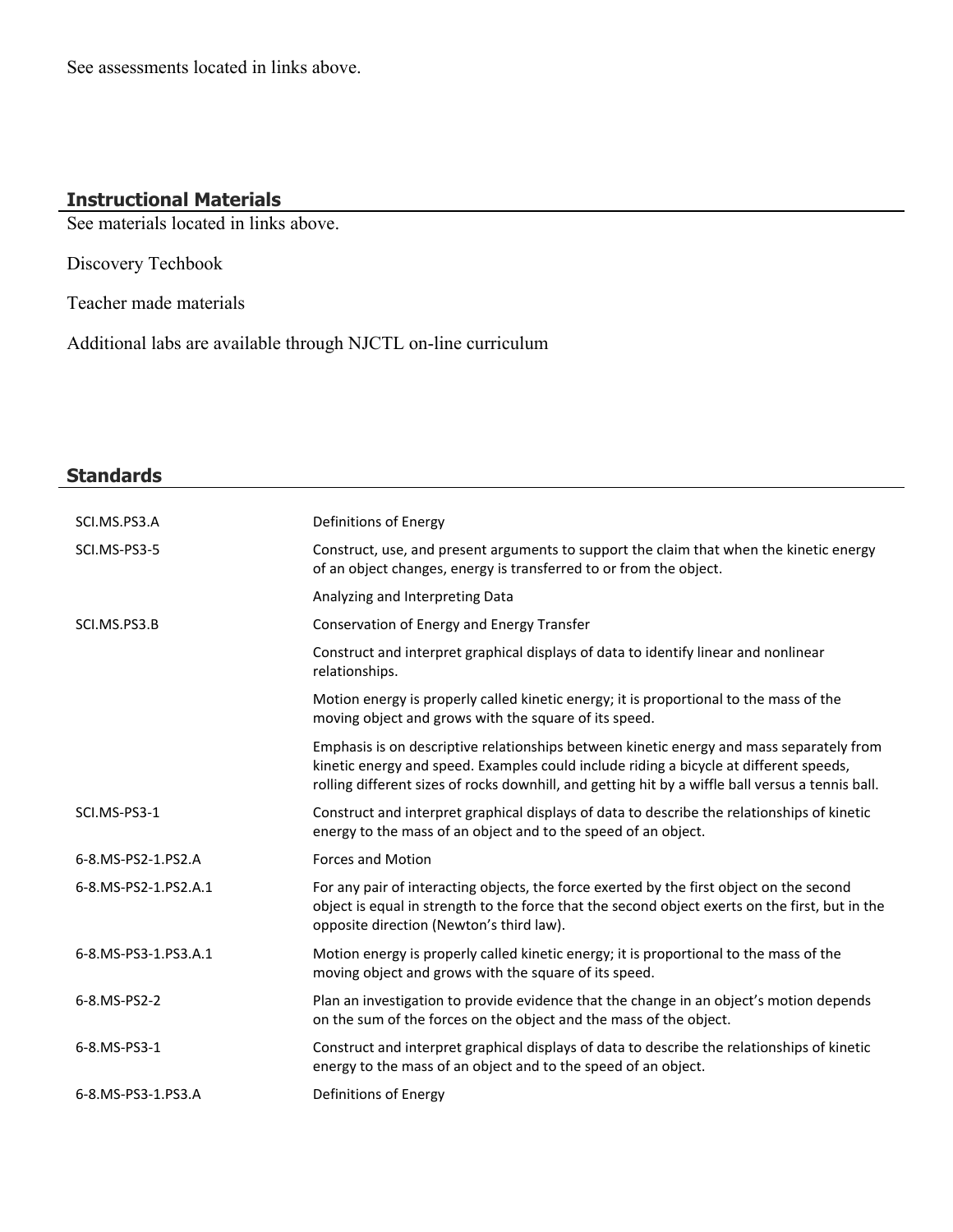See assessments located in links above.

## Instructional Materials

See materials located in links above.

Discovery Techbook

Teacher made materials

Additional labs are available through NJCTL on-line curriculum

## Standards

| | |
|---|---|
| SCI.MS.PS3.A | Definitions of Energy |
| SCI.MS-PS3-5 | Construct, use, and present arguments to support the claim that when the kinetic energy of an object changes, energy is transferred to or from the object. |
| | Analyzing and Interpreting Data |
| SCI.MS.PS3.B | Conservation of Energy and Energy Transfer |
| | Construct and interpret graphical displays of data to identify linear and nonlinear relationships. |
| | Motion energy is properly called kinetic energy; it is proportional to the mass of the moving object and grows with the square of its speed. |
| | Emphasis is on descriptive relationships between kinetic energy and mass separately from kinetic energy and speed. Examples could include riding a bicycle at different speeds, rolling different sizes of rocks downhill, and getting hit by a wiffle ball versus a tennis ball. |
| SCI.MS-PS3-1 | Construct and interpret graphical displays of data to describe the relationships of kinetic energy to the mass of an object and to the speed of an object. |
| 6-8.MS-PS2-1.PS2.A | Forces and Motion |
| 6-8.MS-PS2-1.PS2.A.1 | For any pair of interacting objects, the force exerted by the first object on the second object is equal in strength to the force that the second object exerts on the first, but in the opposite direction (Newton's third law). |
| 6-8.MS-PS3-1.PS3.A.1 | Motion energy is properly called kinetic energy; it is proportional to the mass of the moving object and grows with the square of its speed. |
| 6-8.MS-PS2-2 | Plan an investigation to provide evidence that the change in an object's motion depends on the sum of the forces on the object and the mass of the object. |
| 6-8.MS-PS3-1 | Construct and interpret graphical displays of data to describe the relationships of kinetic energy to the mass of an object and to the speed of an object. |
| 6-8.MS-PS3-1.PS3.A | Definitions of Energy |